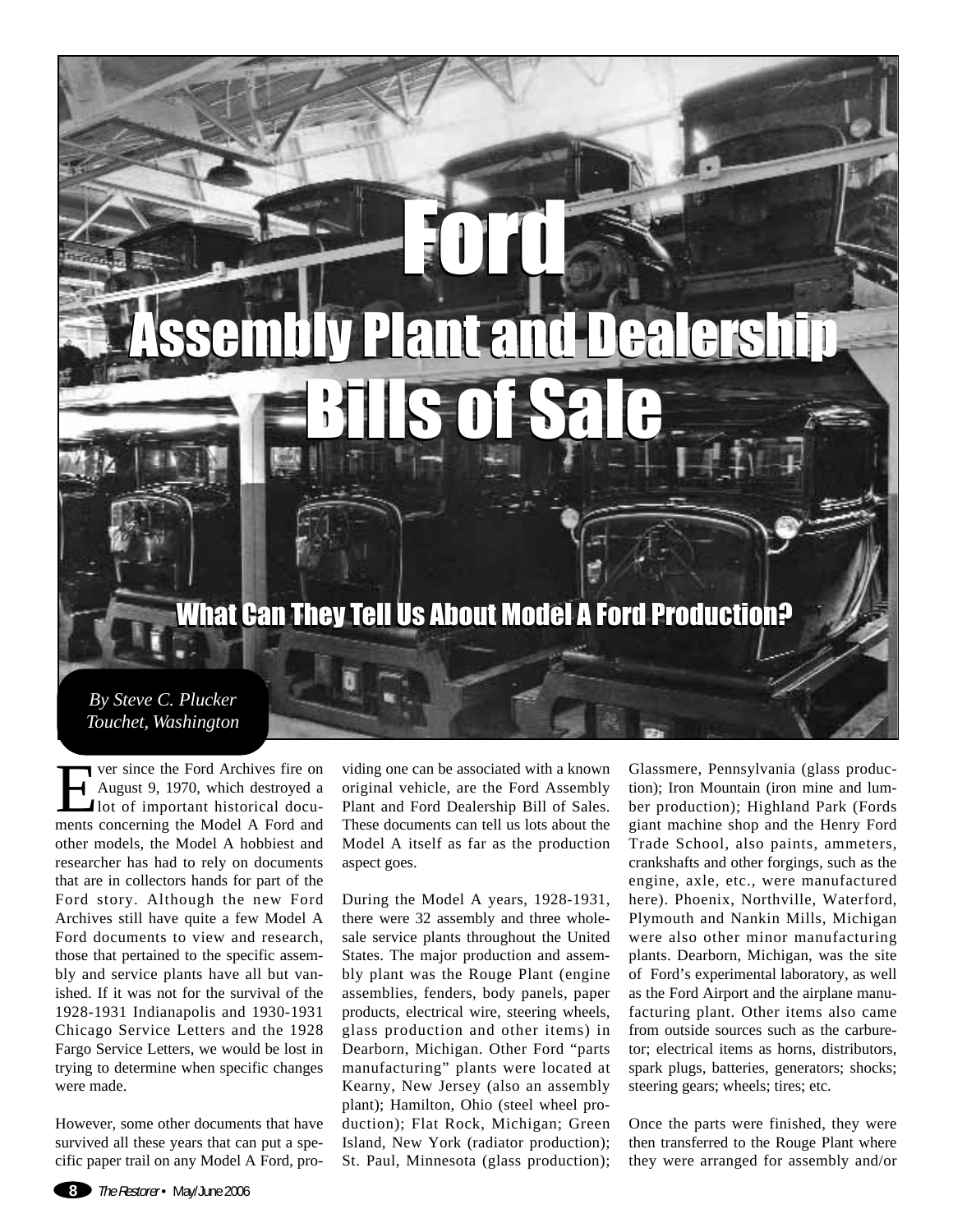# Ford Assembly Plant and Dealership Bills of Sale

## What Can They Tell Us About Model A Ford Production?

*By Steve C. Plucker*
*Touchet, Washington*

Ever since the Ford Archives fire on August 9, 1970, which destroyed a lot of important historical documents concerning the Model A Ford and other models, the Model A hobbiest and researcher has had to rely on documents that are in collectors hands for part of the Ford story. Although the new Ford Archives still have quite a few Model A Ford documents to view and research, those that pertained to the specific assembly and service plants have all but vanished. If it was not for the survival of the 1928-1931 Indianapolis and 1930-1931 Chicago Service Letters and the 1928 Fargo Service Letters, we would be lost in trying to determine when specific changes were made.

However, some other documents that have survived all these years that can put a specific paper trail on any Model A Ford, providing one can be associated with a known original vehicle, are the Ford Assembly Plant and Ford Dealership Bill of Sales. These documents can tell us lots about the Model A itself as far as the production aspect goes.

During the Model A years, 1928-1931, there were 32 assembly and three wholesale service plants throughout the United States. The major production and assembly plant was the Rouge Plant (engine assemblies, fenders, body panels, paper products, electrical wire, steering wheels, glass production and other items) in Dearborn, Michigan. Other Ford "parts manufacturing" plants were located at Kearny, New Jersey (also an assembly plant); Hamilton, Ohio (steel wheel production); Flat Rock, Michigan; Green Island, New York (radiator production); St. Paul, Minnesota (glass production); Glassmere, Pennsylvania (glass production); Iron Mountain (iron mine and lumber production); Highland Park (Fords giant machine shop and the Henry Ford Trade School, also paints, ammeters, crankshafts and other forgings, such as the engine, axle, etc., were manufactured here). Phoenix, Northville, Waterford, Plymouth and Nankin Mills, Michigan were also other minor manufacturing plants. Dearborn, Michigan, was the site of Ford's experimental laboratory, as well as the Ford Airport and the airplane manufacturing plant. Other items also came from outside sources such as the carburetor; electrical items as horns, distributors, spark plugs, batteries, generators; shocks; steering gears; wheels; tires; etc.

Once the parts were finished, they were then transferred to the Rouge Plant where they were arranged for assembly and/or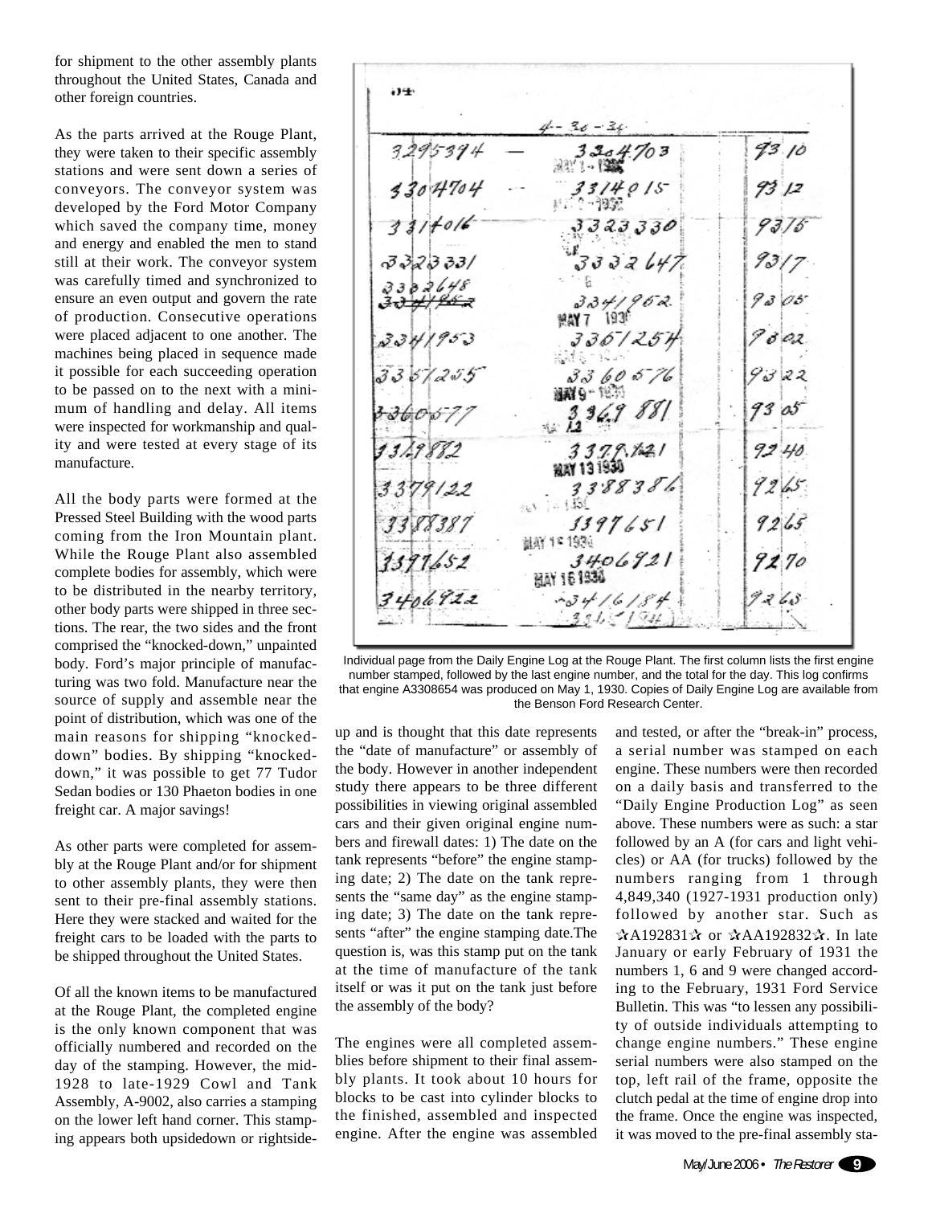for shipment to the other assembly plants throughout the United States, Canada and other foreign countries.

As the parts arrived at the Rouge Plant, they were taken to their specific assembly stations and were sent down a series of conveyors. The conveyor system was developed by the Ford Motor Company which saved the company time, money and energy and enabled the men to stand still at their work. The conveyor system was carefully timed and synchronized to ensure an even output and govern the rate of production. Consecutive operations were placed adjacent to one another. The machines being placed in sequence made it possible for each succeeding operation to be passed on to the next with a minimum of handling and delay. All items were inspected for workmanship and quality and were tested at every stage of its manufacture.

All the body parts were formed at the Pressed Steel Building with the wood parts coming from the Iron Mountain plant. While the Rouge Plant also assembled complete bodies for assembly, which were to be distributed in the nearby territory, other body parts were shipped in three sections. The rear, the two sides and the front comprised the "knocked-down," unpainted body. Ford's major principle of manufacturing was two fold. Manufacture near the source of supply and assemble near the point of distribution, which was one of the main reasons for shipping "knocked-down" bodies. By shipping "knocked-down," it was possible to get 77 Tudor Sedan bodies or 130 Phaeton bodies in one freight car. A major savings!

As other parts were completed for assembly at the Rouge Plant and/or for shipment to other assembly plants, they were then sent to their pre-final assembly stations. Here they were stacked and waited for the freight cars to be loaded with the parts to be shipped throughout the United States.

Of all the known items to be manufactured at the Rouge Plant, the completed engine is the only known component that was officially numbered and recorded on the day of the stamping. However, the mid-1928 to late-1929 Cowl and Tank Assembly, A-9002, also carries a stamping on the lower left hand corner. This stamping appears both upsidedown or rightside-up and is thought that this date represents the "date of manufacture" or assembly of the body. However in another independent study there appears to be three different possibilities in viewing original assembled cars and their given original engine numbers and firewall dates: 1) The date on the tank represents "before" the engine stamping date; 2) The date on the tank represents the "same day" as the engine stamping date; 3) The date on the tank represents "after" the engine stamping date.The question is, was this stamp put on the tank at the time of manufacture of the tank itself or was it put on the tank just before the assembly of the body?

The engines were all completed assemblies before shipment to their final assembly plants. It took about 10 hours for blocks to be cast into cylinder blocks to the finished, assembled and inspected engine. After the engine was assembled and tested, or after the "break-in" process, a serial number was stamped on each engine. These numbers were then recorded on a daily basis and transferred to the "Daily Engine Production Log" as seen above. These numbers were as such: a star followed by an A (for cars and light vehicles) or AA (for trucks) followed by the numbers ranging from 1 through 4,849,340 (1927-1931 production only) followed by another star. Such as ☆A192831☆ or ☆AA192832☆. In late January or early February of 1931 the numbers 1, 6 and 9 were changed according to the February, 1931 Ford Service Bulletin. This was "to lessen any possibility of outside individuals attempting to change engine numbers." These engine serial numbers were also stamped on the top, left rail of the frame, opposite the clutch pedal at the time of engine drop into the frame. Once the engine was inspected, it was moved to the pre-final assembly sta-

Individual page from the Daily Engine Log at the Rouge Plant. The first column lists the first engine number stamped, followed by the last engine number, and the total for the day. This log confirms that engine A3308654 was produced on May 1, 1930. Copies of Daily Engine Log are available from the Benson Ford Research Center.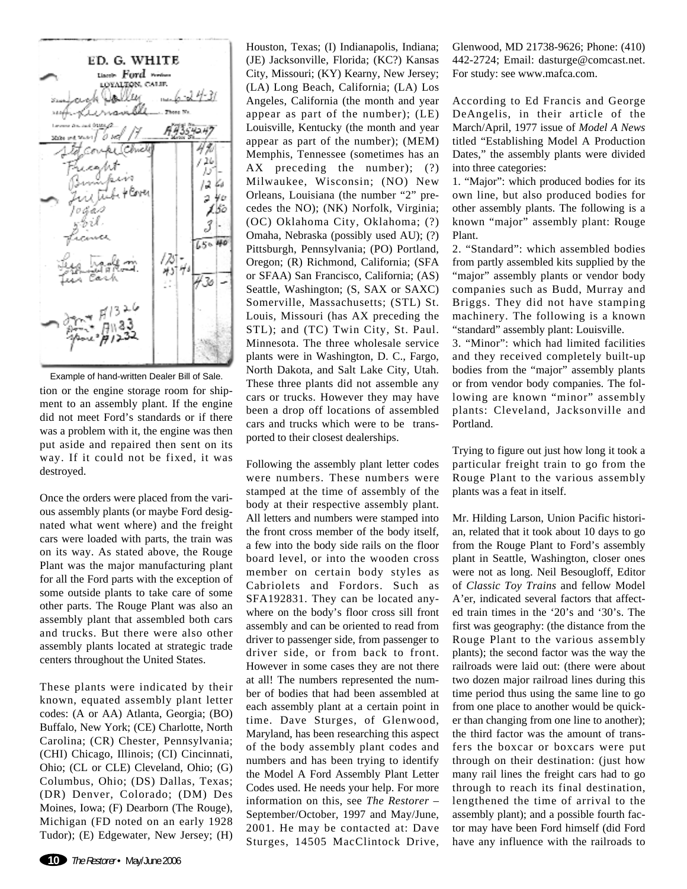Example of hand-written Dealer Bill of Sale.

tion or the engine storage room for shipment to an assembly plant. If the engine did not meet Ford's standards or if there was a problem with it, the engine was then put aside and repaired then sent on its way. If it could not be fixed, it was destroyed.

Once the orders were placed from the various assembly plants (or maybe Ford designated what went where) and the freight cars were loaded with parts, the train was on its way. As stated above, the Rouge Plant was the major manufacturing plant for all the Ford parts with the exception of some outside plants to take care of some other parts. The Rouge Plant was also an assembly plant that assembled both cars and trucks. But there were also other assembly plants located at strategic trade centers throughout the United States.

These plants were indicated by their known, equated assembly plant letter codes: (A or AA) Atlanta, Georgia; (BO) Buffalo, New York; (CE) Charlotte, North Carolina; (CR) Chester, Pennsylvania; (CHI) Chicago, Illinois; (CI) Cincinnati, Ohio; (CL or CLE) Cleveland, Ohio; (G) Columbus, Ohio; (DS) Dallas, Texas; (DR) Denver, Colorado; (DM) Des Moines, Iowa; (F) Dearborn (The Rouge), Michigan (FD noted on an early 1928 Tudor); (E) Edgewater, New Jersey; (H) Houston, Texas; (I) Indianapolis, Indiana; (JE) Jacksonville, Florida; (KC?) Kansas City, Missouri; (KY) Kearny, New Jersey; (LA) Long Beach, California; (LA) Los Angeles, California (the month and year appear as part of the number); (LE) Louisville, Kentucky (the month and year appear as part of the number); (MEM) Memphis, Tennessee (sometimes has an AX preceding the number); (?) Milwaukee, Wisconsin; (NO) New Orleans, Louisiana (the number "2" precedes the NO); (NK) Norfolk, Virginia; (OC) Oklahoma City, Oklahoma; (?) Omaha, Nebraska (possibly used AU); (?) Pittsburgh, Pennsylvania; (PO) Portland, Oregon; (R) Richmond, California; (SFA or SFAA) San Francisco, California; (AS) Seattle, Washington; (S, SAX or SAXC) Somerville, Massachusetts; (STL) St. Louis, Missouri (has AX preceding the STL); and (TC) Twin City, St. Paul. Minnesota. The three wholesale service plants were in Washington, D. C., Fargo, North Dakota, and Salt Lake City, Utah. These three plants did not assemble any cars or trucks. However they may have been a drop off locations of assembled cars and trucks which were to be transported to their closest dealerships.

Following the assembly plant letter codes were numbers. These numbers were stamped at the time of assembly of the body at their respective assembly plant. All letters and numbers were stamped into the front cross member of the body itself, a few into the body side rails on the floor board level, or into the wooden cross member on certain body styles as Cabriolets and Fordors. Such as SFA192831. They can be located anywhere on the body's floor cross sill front assembly and can be oriented to read from driver to passenger side, from passenger to driver side, or from back to front. However in some cases they are not there at all! The numbers represented the number of bodies that had been assembled at each assembly plant at a certain point in time. Dave Sturges, of Glenwood, Maryland, has been researching this aspect of the body assembly plant codes and numbers and has been trying to identify the Model A Ford Assembly Plant Letter Codes used. He needs your help. For more information on this, see *The Restorer* – September/October, 1997 and May/June, 2001. He may be contacted at: Dave Sturges, 14505 MacClintock Drive, Glenwood, MD 21738-9626; Phone: (410) 442-2724; Email: dasturge@comcast.net. For study: see www.mafca.com.

According to Ed Francis and George DeAngelis, in their article of the March/April, 1977 issue of *Model A News* titled "Establishing Model A Production Dates," the assembly plants were divided into three categories:

1. "Major": which produced bodies for its own line, but also produced bodies for other assembly plants. The following is a known "major" assembly plant: Rouge Plant.
2. "Standard": which assembled bodies from partly assembled kits supplied by the "major" assembly plants or vendor body companies such as Budd, Murray and Briggs. They did not have stamping machinery. The following is a known "standard" assembly plant: Louisville.
3. "Minor": which had limited facilities and they received completely built-up bodies from the "major" assembly plants or from vendor body companies. The following are known "minor" assembly plants: Cleveland, Jacksonville and Portland.

Trying to figure out just how long it took a particular freight train to go from the Rouge Plant to the various assembly plants was a feat in itself.

Mr. Hilding Larson, Union Pacific historian, related that it took about 10 days to go from the Rouge Plant to Ford's assembly plant in Seattle, Washington, closer ones were not as long. Neil Besougloff, Editor of *Classic Toy Trains* and fellow Model A'er, indicated several factors that affected train times in the '20's and '30's. The first was geography: (the distance from the Rouge Plant to the various assembly plants); the second factor was the way the railroads were laid out: (there were about two dozen major railroad lines during this time period thus using the same line to go from one place to another would be quicker than changing from one line to another); the third factor was the amount of transfers the boxcar or boxcars were put through on their destination: (just how many rail lines the freight cars had to go through to reach its final destination, lengthened the time of arrival to the assembly plant); and a possible fourth factor may have been Ford himself (did Ford have any influence with the railroads to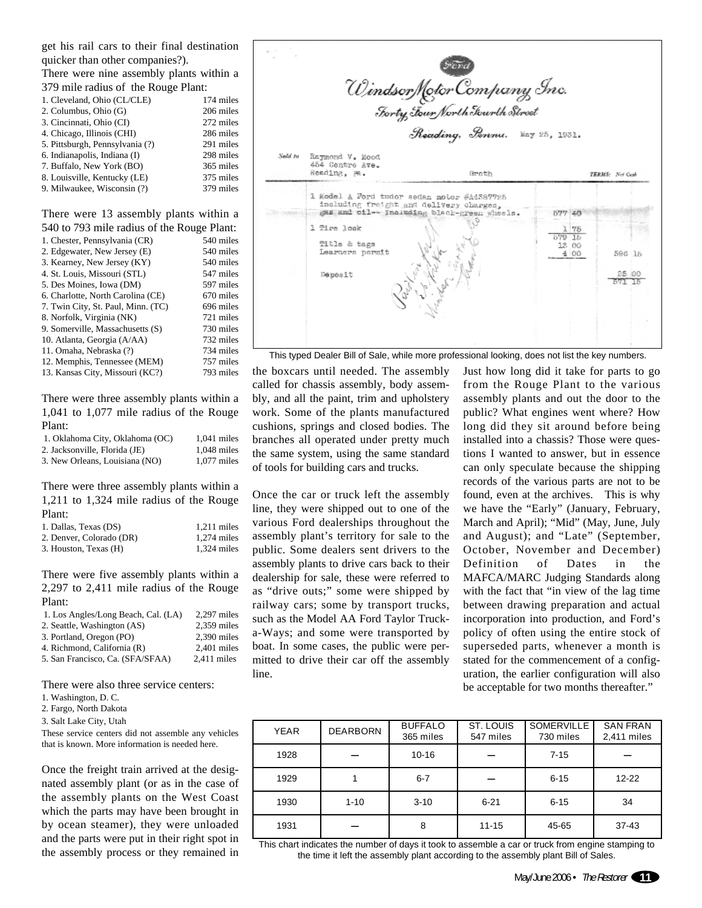get his rail cars to their final destination quicker than other companies?).

There were nine assembly plants within a 379 mile radius of the Rouge Plant:

1. Cleveland, Ohio (CL/CLE) 174 miles
2. Columbus, Ohio (G) 206 miles
3. Cincinnati, Ohio (CI) 272 miles
4. Chicago, Illinois (CHI) 286 miles
5. Pittsburgh, Pennsylvania (?) 291 miles
6. Indianapolis, Indiana (I) 298 miles
7. Buffalo, New York (BO) 365 miles
8. Louisville, Kentucky (LE) 375 miles
9. Milwaukee, Wisconsin (?) 379 miles

There were 13 assembly plants within a 540 to 793 mile radius of the Rouge Plant:

1. Chester, Pennsylvania (CR) 540 miles
2. Edgewater, New Jersey (E) 540 miles
3. Kearney, New Jersey (KY) 540 miles
4. St. Louis, Missouri (STL) 547 miles
5. Des Moines, Iowa (DM) 597 miles
6. Charlotte, North Carolina (CE) 670 miles
7. Twin City, St. Paul, Minn. (TC) 696 miles
8. Norfolk, Virginia (NK) 721 miles
9. Somerville, Massachusetts (S) 730 miles
10. Atlanta, Georgia (A/AA) 732 miles
11. Omaha, Nebraska (?) 734 miles
12. Memphis, Tennessee (MEM) 757 miles
13. Kansas City, Missouri (KC?) 793 miles

There were three assembly plants within a 1,041 to 1,077 mile radius of the Rouge Plant:

1. Oklahoma City, Oklahoma (OC) 1,041 miles
2. Jacksonville, Florida (JE) 1,048 miles
3. New Orleans, Louisiana (NO) 1,077 miles

There were three assembly plants within a 1,211 to 1,324 mile radius of the Rouge Plant:

1. Dallas, Texas (DS) 1,211 miles
2. Denver, Colorado (DR) 1,274 miles
3. Houston, Texas (H) 1,324 miles

There were five assembly plants within a 2,297 to 2,411 mile radius of the Rouge Plant:

1. Los Angeles/Long Beach, Cal. (LA) 2,297 miles
2. Seattle, Washington (AS) 2,359 miles
3. Portland, Oregon (PO) 2,390 miles
4. Richmond, California (R) 2,401 miles
5. San Francisco, Ca. (SFA/SFAA) 2,411 miles

There were also three service centers:

1. Washington, D. C.
2. Fargo, North Dakota
3. Salt Lake City, Utah

These service centers did not assemble any vehicles that is known. More information is needed here.

Once the freight train arrived at the designated assembly plant (or as in the case of the assembly plants on the West Coast which the parts may have been brought in by ocean steamer), they were unloaded and the parts were put in their right spot in the assembly process or they remained in the boxcars until needed. The assembly called for chassis assembly, body assembly, and all the paint, trim and upholstery work. Some of the plants manufactured cushions, springs and closed bodies. The branches all operated under pretty much the same system, using the same standard of tools for building cars and trucks.

Once the car or truck left the assembly line, they were shipped out to one of the various Ford dealerships throughout the assembly plant's territory for sale to the public. Some dealers sent drivers to the assembly plants to drive cars back to their dealership for sale, these were referred to as "drive outs;" some were shipped by railway cars; some by transport trucks, such as the Model AA Ford Taylor Truck-a-Ways; and some were transported by boat. In some cases, the public were permitted to drive their car off the assembly line.

Windsor Motor Company Inc.
Forty Four North Fourth Street
Reading, Penna. May 25, 1931.

Sold to Raymond V. Mood
454 Centre Ave.
Reading, Pa. Groth TERMS: Net Cash

| | | |
|---|---|---|
| 1 Model A Ford tudor sedan motor #A4387725 including freight and delivery charges, gas and oil-- Including black-green wheels. | 577 40 | |
| 1 Tire lock | 1 75 | |
| | 579 15 | |
| Title & tags | 13 00 | |
| Learners permit | 4 00 | 596 15 |
| Deposit | | 25 00 |
| | | 571 15 |

This typed Dealer Bill of Sale, while more professional looking, does not list the key numbers.

Just how long did it take for parts to go from the Rouge Plant to the various assembly plants and out the door to the public? What engines went where? How long did they sit around before being installed into a chassis? Those were questions I wanted to answer, but in essence can only speculate because the shipping records of the various parts are not to be found, even at the archives. This is why we have the "Early" (January, February, March and April); "Mid" (May, June, July and August); and "Late" (September, October, November and December) Definition of Dates in the MAFCA/MARC Judging Standards along with the fact that "in view of the lag time between drawing preparation and actual incorporation into production, and Ford's policy of often using the entire stock of superseded parts, whenever a month is stated for the commencement of a configuration, the earlier configuration will also be acceptable for two months thereafter."

| YEAR | DEARBORN | BUFFALO 365 miles | ST. LOUIS 547 miles | SOMERVILLE 730 miles | SAN FRAN 2,411 miles |
|---|---|---|---|---|---|
| 1928 | — | 10-16 | — | 7-15 | — |
| 1929 | 1 | 6-7 | — | 6-15 | 12-22 |
| 1930 | 1-10 | 3-10 | 6-21 | 6-15 | 34 |
| 1931 | — | 8 | 11-15 | 45-65 | 37-43 |

This chart indicates the number of days it took to assemble a car or truck from engine stamping to the time it left the assembly plant according to the assembly plant Bill of Sales.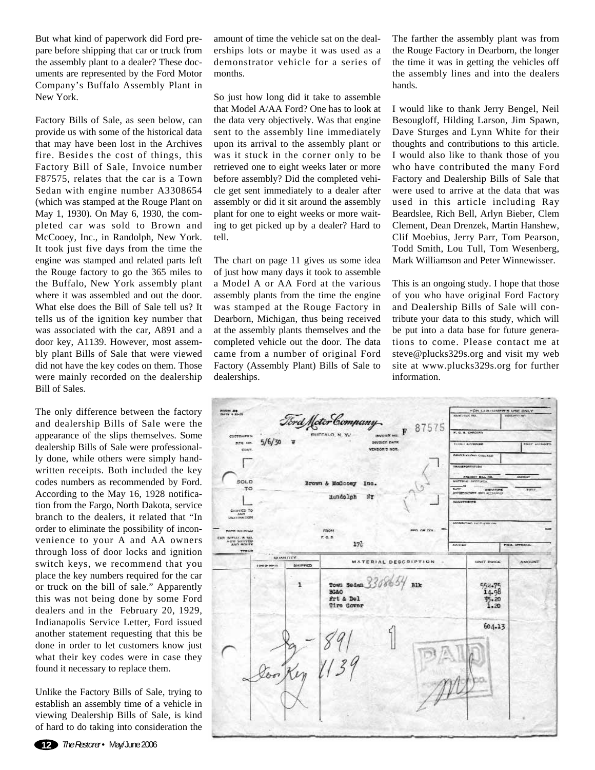But what kind of paperwork did Ford prepare before shipping that car or truck from the assembly plant to a dealer? These documents are represented by the Ford Motor Company's Buffalo Assembly Plant in New York.

Factory Bills of Sale, as seen below, can provide us with some of the historical data that may have been lost in the Archives fire. Besides the cost of things, this Factory Bill of Sale, Invoice number F87575, relates that the car is a Town Sedan with engine number A3308654 (which was stamped at the Rouge Plant on May 1, 1930). On May 6, 1930, the completed car was sold to Brown and McCooey, Inc., in Randolph, New York. It took just five days from the time the engine was stamped and related parts left the Rouge factory to go the 365 miles to the Buffalo, New York assembly plant where it was assembled and out the door. What else does the Bill of Sale tell us? It tells us of the ignition key number that was associated with the car, A891 and a door key, A1139. However, most assembly plant Bills of Sale that were viewed did not have the key codes on them. Those were mainly recorded on the dealership Bill of Sales.

The only difference between the factory and dealership Bills of Sale were the appearance of the slips themselves. Some dealership Bills of Sale were professionally done, while others were simply handwritten receipts. Both included the key codes numbers as recommended by Ford. According to the May 16, 1928 notification from the Fargo, North Dakota, service branch to the dealers, it related that "In order to eliminate the possibility of inconvenience to your A and AA owners through loss of door locks and ignition switch keys, we recommend that you place the key numbers required for the car or truck on the bill of sale." Apparently this was not being done by some Ford dealers and in the February 20, 1929, Indianapolis Service Letter, Ford issued another statement requesting that this be done in order to let customers know just what their key codes were in case they found it necessary to replace them.

Unlike the Factory Bills of Sale, trying to establish an assembly time of a vehicle in viewing Dealership Bills of Sale, is kind of hard to do taking into consideration the amount of time the vehicle sat on the dealerships lots or maybe it was used as a demonstrator vehicle for a series of months.

So just how long did it take to assemble that Model A/AA Ford? One has to look at the data very objectively. Was that engine sent to the assembly line immediately upon its arrival to the assembly plant or was it stuck in the corner only to be retrieved one to eight weeks later or more before assembly? Did the completed vehicle get sent immediately to a dealer after assembly or did it sit around the assembly plant for one to eight weeks or more waiting to get picked up by a dealer? Hard to tell.

The chart on page 11 gives us some idea of just how many days it took to assemble a Model A or AA Ford at the various assembly plants from the time the engine was stamped at the Rouge Factory in Dearborn, Michigan, thus being received at the assembly plants themselves and the completed vehicle out the door. The data came from a number of original Ford Factory (Assembly Plant) Bills of Sale to dealerships.

The farther the assembly plant was from the Rouge Factory in Dearborn, the longer the time it was in getting the vehicles off the assembly lines and into the dealers hands.

I would like to thank Jerry Bengel, Neil Besougloff, Hilding Larson, Jim Spawn, Dave Sturges and Lynn White for their thoughts and contributions to this article. I would also like to thank those of you who have contributed the many Ford Factory and Dealership Bills of Sale that were used to arrive at the data that was used in this article including Ray Beardslee, Rich Bell, Arlyn Bieber, Clem Clement, Dean Drenzek, Martin Hanshew, Clif Moebius, Jerry Parr, Tom Pearson, Todd Smith, Lou Tull, Tom Wesenberg, Mark Williamson and Peter Winnewisser.

This is an ongoing study. I hope that those of you who have original Ford Factory and Dealership Bills of Sale will contribute your data to this study, which will be put into a data base for future generations to come. Please contact me at steve@plucks329s.org and visit my web site at www.plucks329s.org for further information.

Ford Motor Company
BUFFALO, N. Y.
INVOICE NO. F 87575
5/6/30
SOLD TO Brown & McCooey Inc.
Randolph NY

| QUANTITY SHIPPED | MATERIAL DESCRIPTION | UNIT PRICE |
|---|---|---|
| 1 | Town Sedan 3308654 Blk | 552.75 |
| | BG&O | 14.98 |
| | Frt & Del | 35.20 |
| | Tire Cover | 1.20 |
| | | 604.13 |

Ig – 891
Door Key 1139

PAID